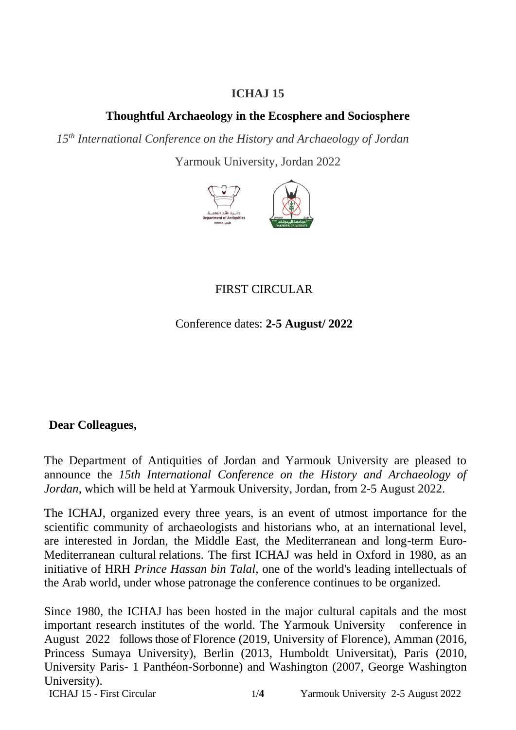# ICHAJ 15

## Thoughtful Archaeology in the Ecosphere and Sociosphere

*15th International Conference on the History and Archaeology of Jordan*

Yarmouk University, Jordan 2022

FIRST CIRCULAR

Conference dates: **2-5 August/ 2022**

**Dear Colleagues,**

The Department of Antiquities of Jordan and Yarmouk University are pleased to announce the *15th International Conference on the History and Archaeology of Jordan*, which will be held at Yarmouk University, Jordan, from 2-5 August 2022.

The ICHAJ, organized every three years, is an event of utmost importance for the scientific community of archaeologists and historians who, at an international level, are interested in Jordan, the Middle East, the Mediterranean and long-term Euro-Mediterranean cultural relations. The first ICHAJ was held in Oxford in 1980, as an initiative of HRH *Prince Hassan bin Talal*, one of the world's leading intellectuals of the Arab world, under whose patronage the conference continues to be organized.

Since 1980, the ICHAJ has been hosted in the major cultural capitals and the most important research institutes of the world. The Yarmouk University conference in August 2022 follows those of Florence (2019, University of Florence), Amman (2016, Princess Sumaya University), Berlin (2013, Humboldt Universitat), Paris (2010, University Paris- 1 Panthéon-Sorbonne) and Washington (2007, George Washington University).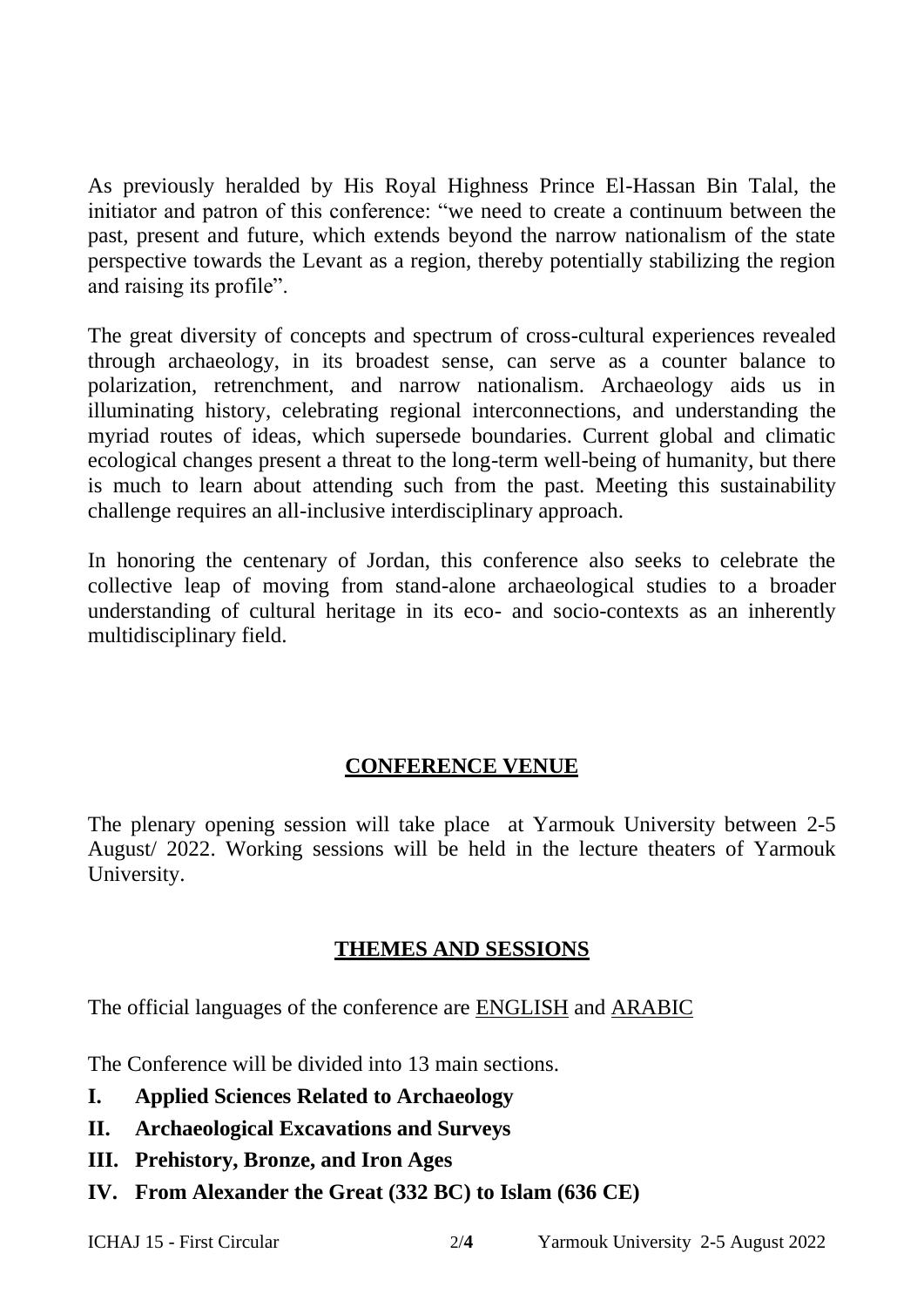As previously heralded by His Royal Highness Prince El-Hassan Bin Talal, the initiator and patron of this conference: "we need to create a continuum between the past, present and future, which extends beyond the narrow nationalism of the state perspective towards the Levant as a region, thereby potentially stabilizing the region and raising its profile".

The great diversity of concepts and spectrum of cross-cultural experiences revealed through archaeology, in its broadest sense, can serve as a counter balance to polarization, retrenchment, and narrow nationalism. Archaeology aids us in illuminating history, celebrating regional interconnections, and understanding the myriad routes of ideas, which supersede boundaries. Current global and climatic ecological changes present a threat to the long-term well-being of humanity, but there is much to learn about attending such from the past. Meeting this sustainability challenge requires an all-inclusive interdisciplinary approach.

In honoring the centenary of Jordan, this conference also seeks to celebrate the collective leap of moving from stand-alone archaeological studies to a broader understanding of cultural heritage in its eco- and socio-contexts as an inherently multidisciplinary field.

## CONFERENCE VENUE

The plenary opening session will take place at Yarmouk University between 2-5 August/ 2022. Working sessions will be held in the lecture theaters of Yarmouk University.

## THEMES AND SESSIONS

The official languages of the conference are ENGLISH and ARABIC

The Conference will be divided into 13 main sections.

- **I. Applied Sciences Related to Archaeology**
- **II. Archaeological Excavations and Surveys**
- **III. Prehistory, Bronze, and Iron Ages**
- **IV. From Alexander the Great (332 BC) to Islam (636 CE)**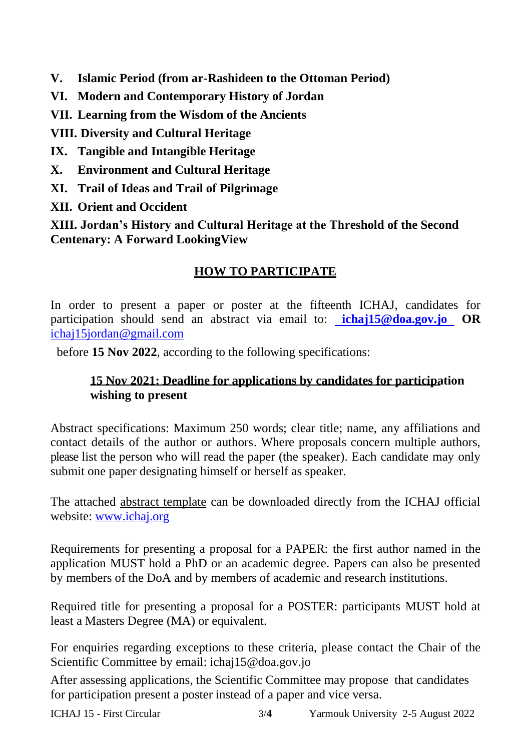**V. Islamic Period (from ar-Rashideen to the Ottoman Period)**

**VI. Modern and Contemporary History of Jordan**

**VII. Learning from the Wisdom of the Ancients**

**VIII. Diversity and Cultural Heritage**

**IX. Tangible and Intangible Heritage**

**X. Environment and Cultural Heritage**

**XI. Trail of Ideas and Trail of Pilgrimage**

**XII. Orient and Occident**

**XIII. Jordan's History and Cultural Heritage at the Threshold of the Second Centenary: A Forward LookingView**

## HOW TO PARTICIPATE

In order to present a paper or poster at the fifteenth ICHAJ, candidates for participation should send an abstract via email to: **ichaj15@doa.gov.jo** **OR** ichaj15jordan@gmail.com

before **15 Nov 2022**, according to the following specifications:

**15 Nov 2021: Deadline for applications by candidates for participation wishing to present**

Abstract specifications: Maximum 250 words; clear title; name, any affiliations and contact details of the author or authors. Where proposals concern multiple authors, please list the person who will read the paper (the speaker). Each candidate may only submit one paper designating himself or herself as speaker.

The attached abstract template can be downloaded directly from the ICHAJ official website: www.ichaj.org

Requirements for presenting a proposal for a PAPER: the first author named in the application MUST hold a PhD or an academic degree. Papers can also be presented by members of the DoA and by members of academic and research institutions.

Required title for presenting a proposal for a POSTER: participants MUST hold at least a Masters Degree (MA) or equivalent.

For enquiries regarding exceptions to these criteria, please contact the Chair of the Scientific Committee by email: ichaj15@doa.gov.jo

After assessing applications, the Scientific Committee may propose that candidates for participation present a poster instead of a paper and vice versa.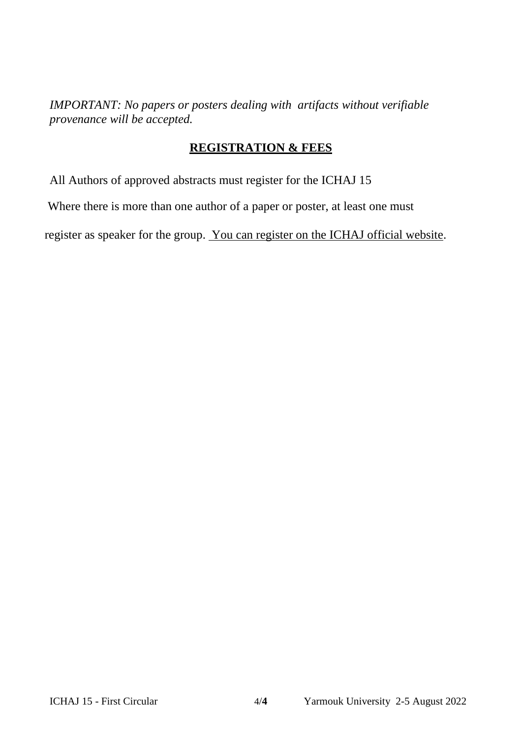*IMPORTANT: No papers or posters dealing with artifacts without verifiable provenance will be accepted.*

## REGISTRATION & FEES

All Authors of approved abstracts must register for the ICHAJ 15

Where there is more than one author of a paper or poster, at least one must register as speaker for the group. You can register on the ICHAJ official website.